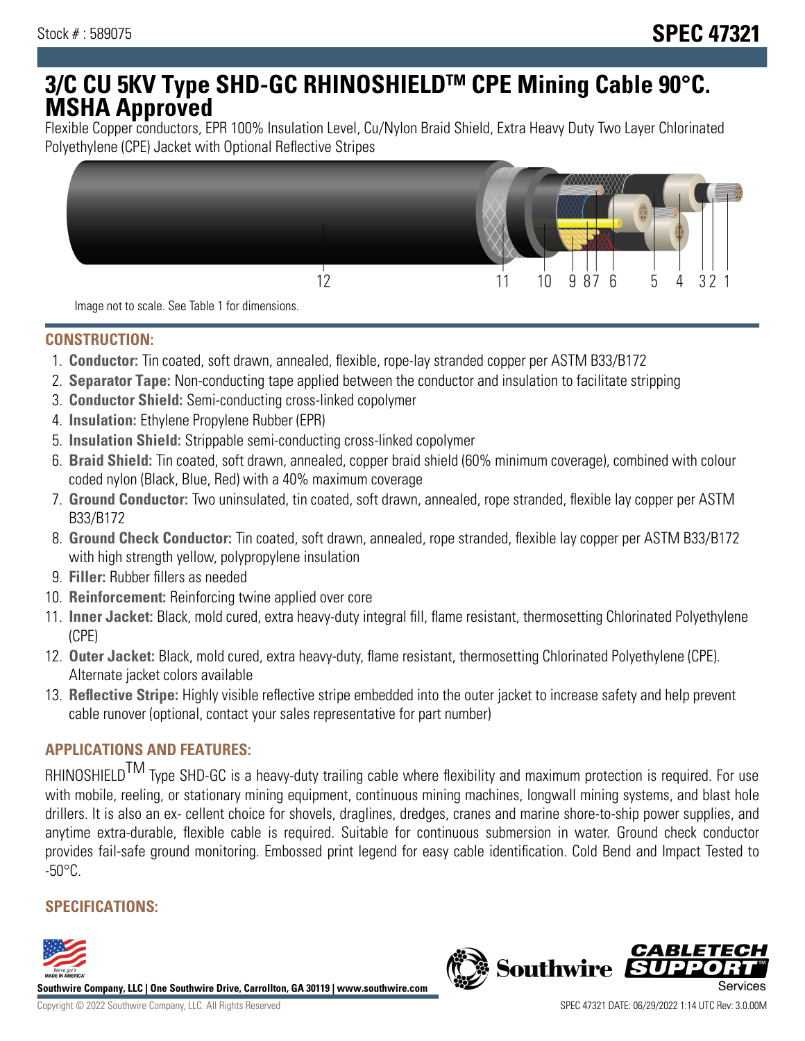Stock # : 589075

**SPEC 47321**

# 3/C CU 5KV Type SHD-GC RHINOSHIELDTM CPE Mining Cable 90°C. MSHA Approved

Flexible Copper conductors, EPR 100% Insulation Level, Cu/Nylon Braid Shield, Extra Heavy Duty Two Layer Chlorinated Polyethylene (CPE) Jacket with Optional Reflective Stripes

Image not to scale. See Table 1 for dimensions.

## CONSTRUCTION:

1. **Conductor:** Tin coated, soft drawn, annealed, flexible, rope-lay stranded copper per ASTM B33/B172
2. **Separator Tape:** Non-conducting tape applied between the conductor and insulation to facilitate stripping
3. **Conductor Shield:** Semi-conducting cross-linked copolymer
4. **Insulation:** Ethylene Propylene Rubber (EPR)
5. **Insulation Shield:** Strippable semi-conducting cross-linked copolymer
6. **Braid Shield:** Tin coated, soft drawn, annealed, copper braid shield (60% minimum coverage), combined with colour coded nylon (Black, Blue, Red) with a 40% maximum coverage
7. **Ground Conductor:** Two uninsulated, tin coated, soft drawn, annealed, rope stranded, flexible lay copper per ASTM B33/B172
8. **Ground Check Conductor:** Tin coated, soft drawn, annealed, rope stranded, flexible lay copper per ASTM B33/B172 with high strength yellow, polypropylene insulation
9. **Filler:** Rubber fillers as needed
10. **Reinforcement:** Reinforcing twine applied over core
11. **Inner Jacket:** Black, mold cured, extra heavy-duty integral fill, flame resistant, thermosetting Chlorinated Polyethylene (CPE)
12. **Outer Jacket:** Black, mold cured, extra heavy-duty, flame resistant, thermosetting Chlorinated Polyethylene (CPE). Alternate jacket colors available
13. **Reflective Stripe:** Highly visible reflective stripe embedded into the outer jacket to increase safety and help prevent cable runover (optional, contact your sales representative for part number)

## APPLICATIONS AND FEATURES:

RHINOSHIELDTM Type SHD-GC is a heavy-duty trailing cable where flexibility and maximum protection is required. For use with mobile, reeling, or stationary mining equipment, continuous mining machines, longwall mining systems, and blast hole drillers. It is also an ex- cellent choice for shovels, draglines, dredges, cranes and marine shore-to-ship power supplies, and anytime extra-durable, flexible cable is required. Suitable for continuous submersion in water. Ground check conductor provides fail-safe ground monitoring. Embossed print legend for easy cable identification. Cold Bend and Impact Tested to -50°C.

## SPECIFICATIONS: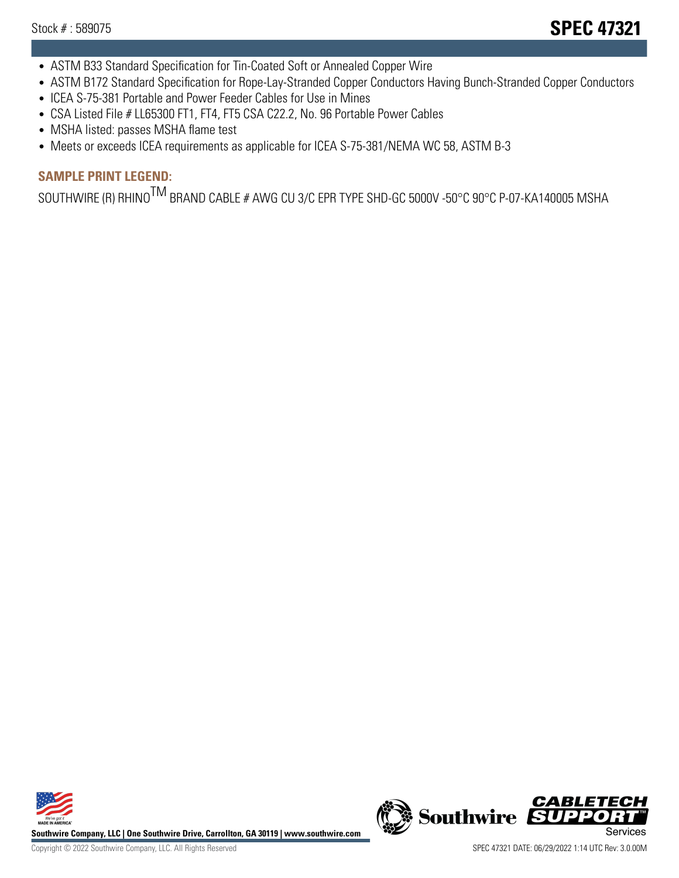- ASTM B33 Standard Specification for Tin-Coated Soft or Annealed Copper Wire
- ASTM B172 Standard Specification for Rope-Lay-Stranded Copper Conductors Having Bunch-Stranded Copper Conductors
- ICEA S-75-381 Portable and Power Feeder Cables for Use in Mines
- CSA Listed File # LL65300 FT1, FT4, FT5 CSA C22.2, No. 96 Portable Power Cables
- MSHA listed: passes MSHA flame test
- Meets or exceeds ICEA requirements as applicable for ICEA S-75-381/NEMA WC 58, ASTM B-3

### SAMPLE PRINT LEGEND:

SOUTHWIRE (R) RHINO$^{TM}$ BRAND CABLE # AWG CU 3/C EPR TYPE SHD-GC 5000V -50°C 90°C P-07-KA140005 MSHA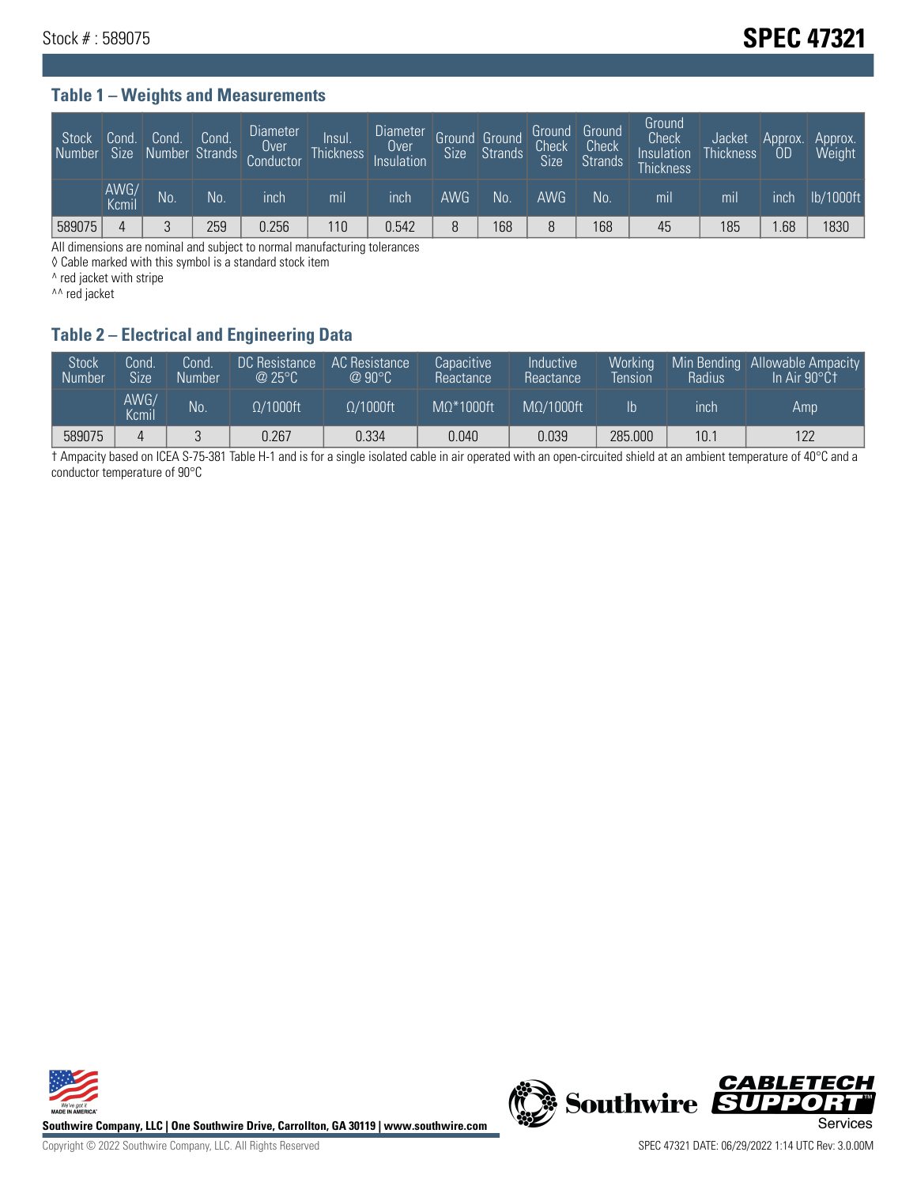Stock # : 589075

# SPEC 47321

## Table 1 – Weights and Measurements

| Stock Number | Cond. Size | Cond. Number | Cond. Strands | Diameter Over Conductor | Insul. Thickness | Diameter Over Insulation | Ground Size | Ground Strands | Ground Check Size | Ground Check Strands | Ground Check Insulation Thickness | Jacket Thickness | Approx. OD | Approx. Weight |
|---|---|---|---|---|---|---|---|---|---|---|---|---|---|---|
| | AWG/ Kcmil | No. | No. | inch | mil | inch | AWG | No. | AWG | No. | mil | mil | inch | lb/1000ft |
| 589075 | 4 | 3 | 259 | 0.256 | 110 | 0.542 | 8 | 168 | 8 | 168 | 45 | 185 | 1.68 | 1830 |

All dimensions are nominal and subject to normal manufacturing tolerances

◊ Cable marked with this symbol is a standard stock item

^ red jacket with stripe

^^ red jacket

## Table 2 – Electrical and Engineering Data

| Stock Number | Cond. Size | Cond. Number | DC Resistance @ 25°C | AC Resistance @ 90°C | Capacitive Reactance | Inductive Reactance | Working Tension | Min Bending Radius | Allowable Ampacity In Air 90°C† |
|---|---|---|---|---|---|---|---|---|---|
| | AWG/ Kcmil | No. | Ω/1000ft | Ω/1000ft | MΩ*1000ft | MΩ/1000ft | lb | inch | Amp |
| 589075 | 4 | 3 | 0.267 | 0.334 | 0.040 | 0.039 | 285.000 | 10.1 | 122 |

† Ampacity based on ICEA S-75-381 Table H-1 and is for a single isolated cable in air operated with an open-circuited shield at an ambient temperature of 40°C and a conductor temperature of 90°C

Southwire Company, LLC | One Southwire Drive, Carrollton, GA 30119 | www.southwire.com

Copyright © 2022 Southwire Company, LLC. All Rights Reserved

SPEC 47321 DATE: 06/29/2022 1:14 UTC Rev: 3.0.00M